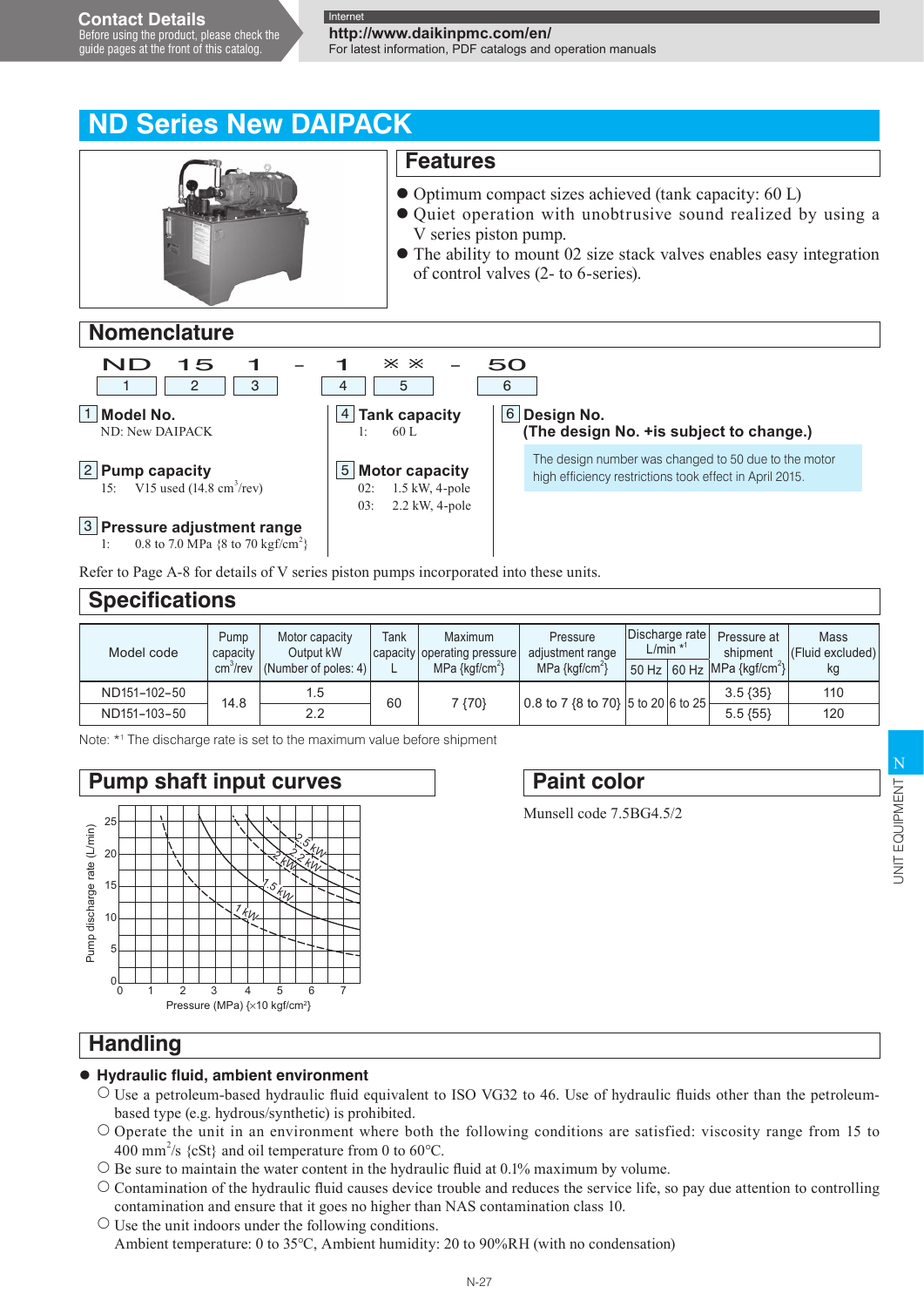Contact Details
Before using the product, please check the guide pages at the front of this catalog.

Internet
**http://www.daikinpmc.com/en/**
For latest information, PDF catalogs and operation manuals

# ND Series New DAIPACK

## Features

- Optimum compact sizes achieved (tank capacity: 60 L)
- Quiet operation with unobtrusive sound realized by using a V series piston pump.
- The ability to mount 02 size stack valves enables easy integration of control valves (2- to 6-series).

## Nomenclature

| ND | 15 | 1 | – | 1 | ※※ | – | 50 |
|---|---|---|---|---|---|---|---|
| 1 | 2 | 3 | | 4 | 5 | | 6 |

**1 Model No.**
ND: New DAIPACK

**2 Pump capacity**
15: V15 used (14.8 $cm^3$/rev)

**3 Pressure adjustment range**
1: 0.8 to 7.0 MPa {8 to 70 $kgf/cm^2$}

**4 Tank capacity**
1: 60 L

**5 Motor capacity**
02: 1.5 kW, 4-pole
03: 2.2 kW, 4-pole

**6 Design No.**
**(The design No. +is subject to change.)**

The design number was changed to 50 due to the motor high efficiency restrictions took effect in April 2015.

Refer to Page A-8 for details of V series piston pumps incorporated into these units.

## Specifications

| Model code | Pump capacity $cm^3$/rev | Motor capacity Output kW (Number of poles: 4) | Tank capacity L | Maximum operating pressure MPa {$kgf/cm^2$} | Pressure adjustment range MPa {$kgf/cm^2$} | Discharge rate L/min *1 | | Pressure at shipment MPa {$kgf/cm^2$} | Mass (Fluid excluded) kg |
|---|---|---|---|---|---|---|---|---|---|
| | | | | | | 50 Hz | 60 Hz | | |
| ND151-102-50 | 14.8 | 1.5 | 60 | 7 {70} | 0.8 to 7 {8 to 70} | 5 to 20 | 6 to 25 | 3.5 {35} | 110 |
| ND151-103-50 | | 2.2 | | | | | | 5.5 {55} | 120 |

Note: *1 The discharge rate is set to the maximum value before shipment

## Pump shaft input curves

Pump discharge rate (L/min) vs. Pressure (MPa) {×10 $kgf/cm^2$}; curves: 1 kW, 1.5 kW, 2 kW, 2.2 kW, 2.5 kW

## Paint color

Munsell code 7.5BG4.5/2

## Handling

- **Hydraulic fluid, ambient environment**
  - ○ Use a petroleum-based hydraulic fluid equivalent to ISO VG32 to 46. Use of hydraulic fluids other than the petroleum-based type (e.g. hydrous/synthetic) is prohibited.
  - ○ Operate the unit in an environment where both the following conditions are satisfied: viscosity range from 15 to 400 $mm^2$/s {cSt} and oil temperature from 0 to 60°C.
  - ○ Be sure to maintain the water content in the hydraulic fluid at 0.1% maximum by volume.
  - ○ Contamination of the hydraulic fluid causes device trouble and reduces the service life, so pay due attention to controlling contamination and ensure that it goes no higher than NAS contamination class 10.
  - ○ Use the unit indoors under the following conditions.
    Ambient temperature: 0 to 35°C, Ambient humidity: 20 to 90%RH (with no condensation)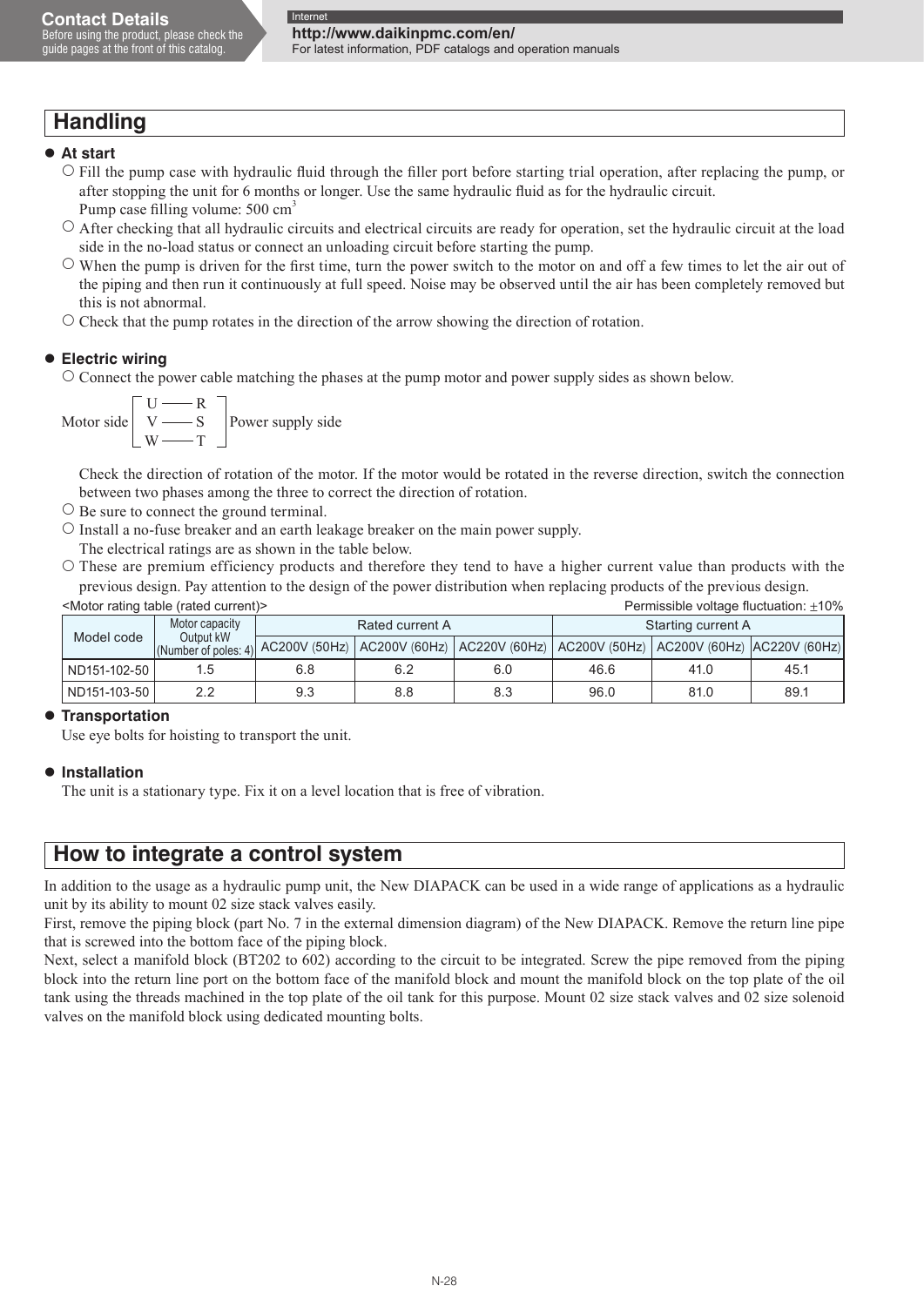## Handling

- **At start**
  - ○ Fill the pump case with hydraulic fluid through the filler port before starting trial operation, after replacing the pump, or after stopping the unit for 6 months or longer. Use the same hydraulic fluid as for the hydraulic circuit.
    Pump case filling volume: 500 $cm^3$
  - ○ After checking that all hydraulic circuits and electrical circuits are ready for operation, set the hydraulic circuit at the load side in the no-load status or connect an unloading circuit before starting the pump.
  - ○ When the pump is driven for the first time, turn the power switch to the motor on and off a few times to let the air out of the piping and then run it continuously at full speed. Noise may be observed until the air has been completely removed but this is not abnormal.
  - ○ Check that the pump rotates in the direction of the arrow showing the direction of rotation.

- **Electric wiring**
  - ○ Connect the power cable matching the phases at the pump motor and power supply sides as shown below.

    Motor side [ U —— R / V —— S / W —— T ] Power supply side

    Check the direction of rotation of the motor. If the motor would be rotated in the reverse direction, switch the connection between two phases among the three to correct the direction of rotation.
  - ○ Be sure to connect the ground terminal.
  - ○ Install a no-fuse breaker and an earth leakage breaker on the main power supply.
    The electrical ratings are as shown in the table below.
  - ○ These are premium efficiency products and therefore they tend to have a higher current value than products with the previous design. Pay attention to the design of the power distribution when replacing products of the previous design.

<Motor rating table (rated current)> Permissible voltage fluctuation: ±10%

| Model code | Motor capacity Output kW (Number of poles: 4) | Rated current A | | | Starting current A | | |
|---|---|---|---|---|---|---|---|
| | | AC200V (50Hz) | AC200V (60Hz) | AC220V (60Hz) | AC200V (50Hz) | AC200V (60Hz) | AC220V (60Hz) |
| ND151-102-50 | 1.5 | 6.8 | 6.2 | 6.0 | 46.6 | 41.0 | 45.1 |
| ND151-103-50 | 2.2 | 9.3 | 8.8 | 8.3 | 96.0 | 81.0 | 89.1 |

- **Transportation**

  Use eye bolts for hoisting to transport the unit.

- **Installation**

  The unit is a stationary type. Fix it on a level location that is free of vibration.

## How to integrate a control system

In addition to the usage as a hydraulic pump unit, the New DIAPACK can be used in a wide range of applications as a hydraulic unit by its ability to mount 02 size stack valves easily.
First, remove the piping block (part No. 7 in the external dimension diagram) of the New DIAPACK. Remove the return line pipe that is screwed into the bottom face of the piping block.
Next, select a manifold block (BT202 to 602) according to the circuit to be integrated. Screw the pipe removed from the piping block into the return line port on the bottom face of the manifold block and mount the manifold block on the top plate of the oil tank using the threads machined in the top plate of the oil tank for this purpose. Mount 02 size stack valves and 02 size solenoid valves on the manifold block using dedicated mounting bolts.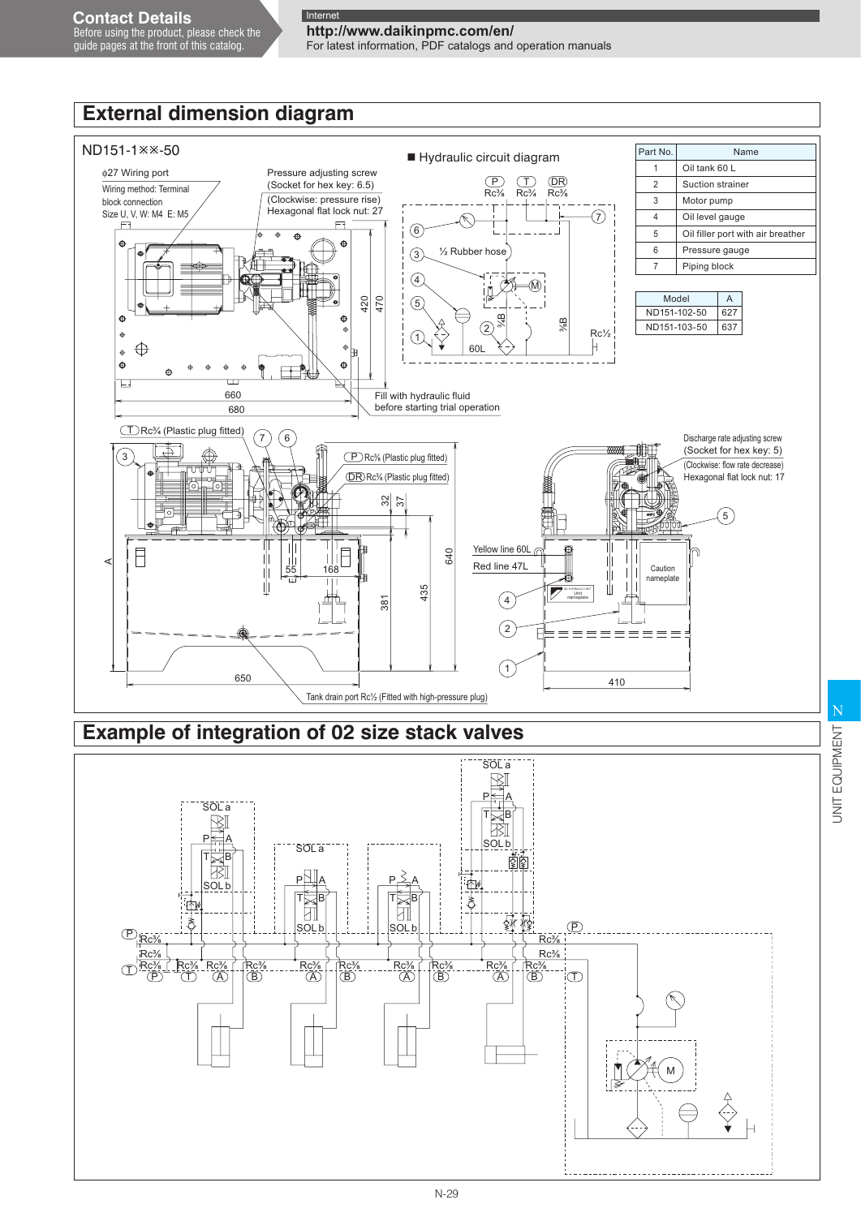## External dimension diagram

ND151-1※※-50

ϕ27 Wiring port
Wiring method: Terminal block connection
Size U, V, W: M4 E: M5

Pressure adjusting screw
(Socket for hex key: 6.5)
(Clockwise: pressure rise)
Hexagonal flat lock nut: 27

■ Hydraulic circuit diagram

P Rc⅜ T Rc¾ DR Rc⅜

½ Rubber hose

60L

⅜B ¾B Rc½

420 470

660
680

Fill with hydraulic fluid before starting trial operation

T Rc¾ (Plastic plug fitted)

P Rc⅜ (Plastic plug fitted)
DR Rc⅜ (Plastic plug fitted)

32 37 55 168 381 435 640

A

650

Tank drain port Rc½ (Fitted with high-pressure plug)

Discharge rate adjusting screw
(Socket for hex key: 5)
(Clockwise: flow rate decrease)
Hexagonal flat lock nut: 17

Yellow line 60L
Red line 47L

Caution nameplate

Unit nameplate

410

| Part No. | Name |
|---|---|
| 1 | Oil tank 60 L |
| 2 | Suction strainer |
| 3 | Motor pump |
| 4 | Oil level gauge |
| 5 | Oil filler port with air breather |
| 6 | Pressure gauge |
| 7 | Piping block |

| Model | A |
|---|---|
| ND151-102-50 | 627 |
| ND151-103-50 | 637 |

## Example of integration of 02 size stack valves

SOL a
P A
T B
SOL b

P Rc⅜
Rc⅜
T Rc⅜

Rc⅜ Rc⅜ Rc⅜ Rc⅜ Rc⅜ Rc⅜ Rc⅜ Rc⅜ Rc⅜ Rc⅜

P T A B A B A B A B T

M